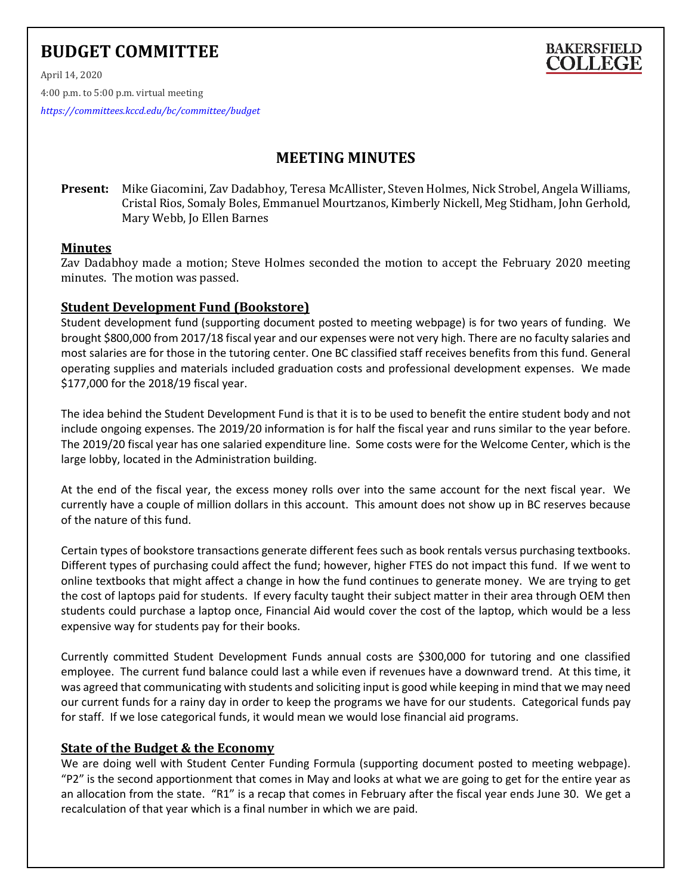# BUDGET COMMITTEE

BAKERSFIELD COLLEGE

April 14, 2020

4:00 p.m. to 5:00 p.m. virtual meeting

*https://committees.kccd.edu/bc/committee/budget*

## MEETING MINUTES

**Present:** Mike Giacomini, Zav Dadabhoy, Teresa McAllister, Steven Holmes, Nick Strobel, Angela Williams, Cristal Rios, Somaly Boles, Emmanuel Mourtzanos, Kimberly Nickell, Meg Stidham, John Gerhold, Mary Webb, Jo Ellen Barnes

### Minutes

Zav Dadabhoy made a motion; Steve Holmes seconded the motion to accept the February 2020 meeting minutes. The motion was passed.

### Student Development Fund (Bookstore)

Student development fund (supporting document posted to meeting webpage) is for two years of funding. We brought $800,000 from 2017/18 fiscal year and our expenses were not very high. There are no faculty salaries and most salaries are for those in the tutoring center. One BC classified staff receives benefits from this fund. General operating supplies and materials included graduation costs and professional development expenses. We made $177,000 for the 2018/19 fiscal year.

The idea behind the Student Development Fund is that it is to be used to benefit the entire student body and not include ongoing expenses. The 2019/20 information is for half the fiscal year and runs similar to the year before. The 2019/20 fiscal year has one salaried expenditure line. Some costs were for the Welcome Center, which is the large lobby, located in the Administration building.

At the end of the fiscal year, the excess money rolls over into the same account for the next fiscal year. We currently have a couple of million dollars in this account. This amount does not show up in BC reserves because of the nature of this fund.

Certain types of bookstore transactions generate different fees such as book rentals versus purchasing textbooks. Different types of purchasing could affect the fund; however, higher FTES do not impact this fund. If we went to online textbooks that might affect a change in how the fund continues to generate money. We are trying to get the cost of laptops paid for students. If every faculty taught their subject matter in their area through OEM then students could purchase a laptop once, Financial Aid would cover the cost of the laptop, which would be a less expensive way for students pay for their books.

Currently committed Student Development Funds annual costs are $300,000 for tutoring and one classified employee. The current fund balance could last a while even if revenues have a downward trend. At this time, it was agreed that communicating with students and soliciting input is good while keeping in mind that we may need our current funds for a rainy day in order to keep the programs we have for our students. Categorical funds pay for staff. If we lose categorical funds, it would mean we would lose financial aid programs.

### State of the Budget & the Economy

We are doing well with Student Center Funding Formula (supporting document posted to meeting webpage). "P2" is the second apportionment that comes in May and looks at what we are going to get for the entire year as an allocation from the state. "R1" is a recap that comes in February after the fiscal year ends June 30. We get a recalculation of that year which is a final number in which we are paid.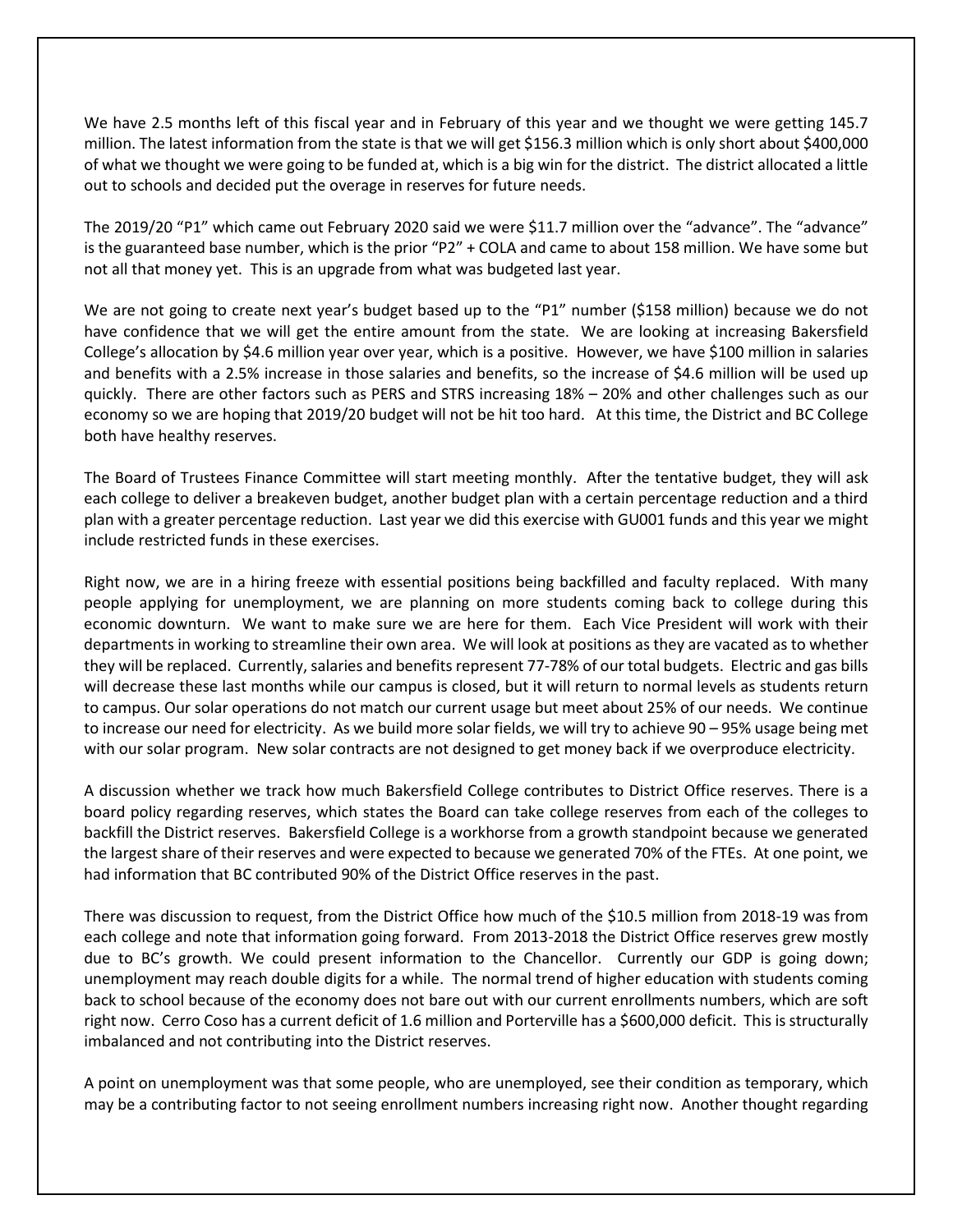We have 2.5 months left of this fiscal year and in February of this year and we thought we were getting 145.7 million. The latest information from the state is that we will get $156.3 million which is only short about $400,000 of what we thought we were going to be funded at, which is a big win for the district. The district allocated a little out to schools and decided put the overage in reserves for future needs.

The 2019/20 "P1" which came out February 2020 said we were $11.7 million over the "advance". The "advance" is the guaranteed base number, which is the prior "P2" + COLA and came to about 158 million. We have some but not all that money yet. This is an upgrade from what was budgeted last year.

We are not going to create next year's budget based up to the "P1" number ($158 million) because we do not have confidence that we will get the entire amount from the state. We are looking at increasing Bakersfield College's allocation by $4.6 million year over year, which is a positive. However, we have $100 million in salaries and benefits with a 2.5% increase in those salaries and benefits, so the increase of $4.6 million will be used up quickly. There are other factors such as PERS and STRS increasing 18% – 20% and other challenges such as our economy so we are hoping that 2019/20 budget will not be hit too hard. At this time, the District and BC College both have healthy reserves.

The Board of Trustees Finance Committee will start meeting monthly. After the tentative budget, they will ask each college to deliver a breakeven budget, another budget plan with a certain percentage reduction and a third plan with a greater percentage reduction. Last year we did this exercise with GU001 funds and this year we might include restricted funds in these exercises.

Right now, we are in a hiring freeze with essential positions being backfilled and faculty replaced. With many people applying for unemployment, we are planning on more students coming back to college during this economic downturn. We want to make sure we are here for them. Each Vice President will work with their departments in working to streamline their own area. We will look at positions as they are vacated as to whether they will be replaced. Currently, salaries and benefits represent 77-78% of our total budgets. Electric and gas bills will decrease these last months while our campus is closed, but it will return to normal levels as students return to campus. Our solar operations do not match our current usage but meet about 25% of our needs. We continue to increase our need for electricity. As we build more solar fields, we will try to achieve 90 – 95% usage being met with our solar program. New solar contracts are not designed to get money back if we overproduce electricity.

A discussion whether we track how much Bakersfield College contributes to District Office reserves. There is a board policy regarding reserves, which states the Board can take college reserves from each of the colleges to backfill the District reserves. Bakersfield College is a workhorse from a growth standpoint because we generated the largest share of their reserves and were expected to because we generated 70% of the FTEs. At one point, we had information that BC contributed 90% of the District Office reserves in the past.

There was discussion to request, from the District Office how much of the $10.5 million from 2018-19 was from each college and note that information going forward. From 2013-2018 the District Office reserves grew mostly due to BC's growth. We could present information to the Chancellor. Currently our GDP is going down; unemployment may reach double digits for a while. The normal trend of higher education with students coming back to school because of the economy does not bare out with our current enrollments numbers, which are soft right now. Cerro Coso has a current deficit of 1.6 million and Porterville has a $600,000 deficit. This is structurally imbalanced and not contributing into the District reserves.

A point on unemployment was that some people, who are unemployed, see their condition as temporary, which may be a contributing factor to not seeing enrollment numbers increasing right now. Another thought regarding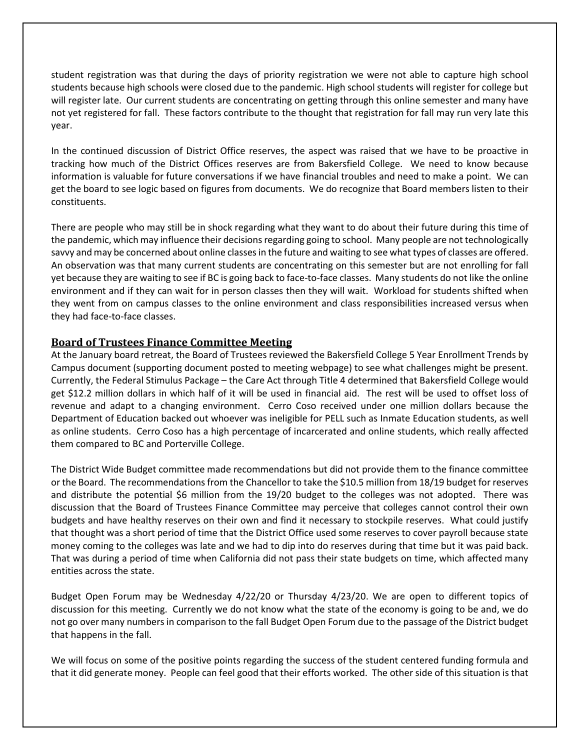student registration was that during the days of priority registration we were not able to capture high school students because high schools were closed due to the pandemic. High school students will register for college but will register late. Our current students are concentrating on getting through this online semester and many have not yet registered for fall. These factors contribute to the thought that registration for fall may run very late this year.

In the continued discussion of District Office reserves, the aspect was raised that we have to be proactive in tracking how much of the District Offices reserves are from Bakersfield College. We need to know because information is valuable for future conversations if we have financial troubles and need to make a point. We can get the board to see logic based on figures from documents. We do recognize that Board members listen to their constituents.

There are people who may still be in shock regarding what they want to do about their future during this time of the pandemic, which may influence their decisions regarding going to school. Many people are not technologically savvy and may be concerned about online classes in the future and waiting to see what types of classes are offered. An observation was that many current students are concentrating on this semester but are not enrolling for fall yet because they are waiting to see if BC is going back to face-to-face classes. Many students do not like the online environment and if they can wait for in person classes then they will wait. Workload for students shifted when they went from on campus classes to the online environment and class responsibilities increased versus when they had face-to-face classes.

## Board of Trustees Finance Committee Meeting

At the January board retreat, the Board of Trustees reviewed the Bakersfield College 5 Year Enrollment Trends by Campus document (supporting document posted to meeting webpage) to see what challenges might be present. Currently, the Federal Stimulus Package – the Care Act through Title 4 determined that Bakersfield College would get $12.2 million dollars in which half of it will be used in financial aid. The rest will be used to offset loss of revenue and adapt to a changing environment. Cerro Coso received under one million dollars because the Department of Education backed out whoever was ineligible for PELL such as Inmate Education students, as well as online students. Cerro Coso has a high percentage of incarcerated and online students, which really affected them compared to BC and Porterville College.

The District Wide Budget committee made recommendations but did not provide them to the finance committee or the Board. The recommendations from the Chancellor to take the $10.5 million from 18/19 budget for reserves and distribute the potential $6 million from the 19/20 budget to the colleges was not adopted. There was discussion that the Board of Trustees Finance Committee may perceive that colleges cannot control their own budgets and have healthy reserves on their own and find it necessary to stockpile reserves. What could justify that thought was a short period of time that the District Office used some reserves to cover payroll because state money coming to the colleges was late and we had to dip into do reserves during that time but it was paid back. That was during a period of time when California did not pass their state budgets on time, which affected many entities across the state.

Budget Open Forum may be Wednesday 4/22/20 or Thursday 4/23/20. We are open to different topics of discussion for this meeting. Currently we do not know what the state of the economy is going to be and, we do not go over many numbers in comparison to the fall Budget Open Forum due to the passage of the District budget that happens in the fall.

We will focus on some of the positive points regarding the success of the student centered funding formula and that it did generate money. People can feel good that their efforts worked. The other side of this situation is that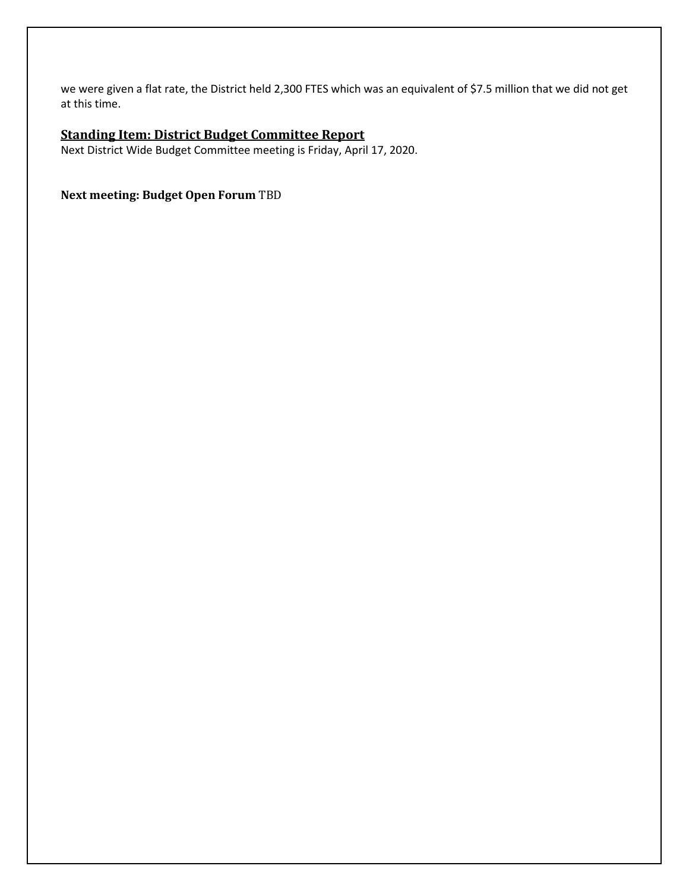we were given a flat rate, the District held 2,300 FTES which was an equivalent of $7.5 million that we did not get at this time.

## **Standing Item: District Budget Committee Report**

Next District Wide Budget Committee meeting is Friday, April 17, 2020.

**Next meeting: Budget Open Forum** TBD